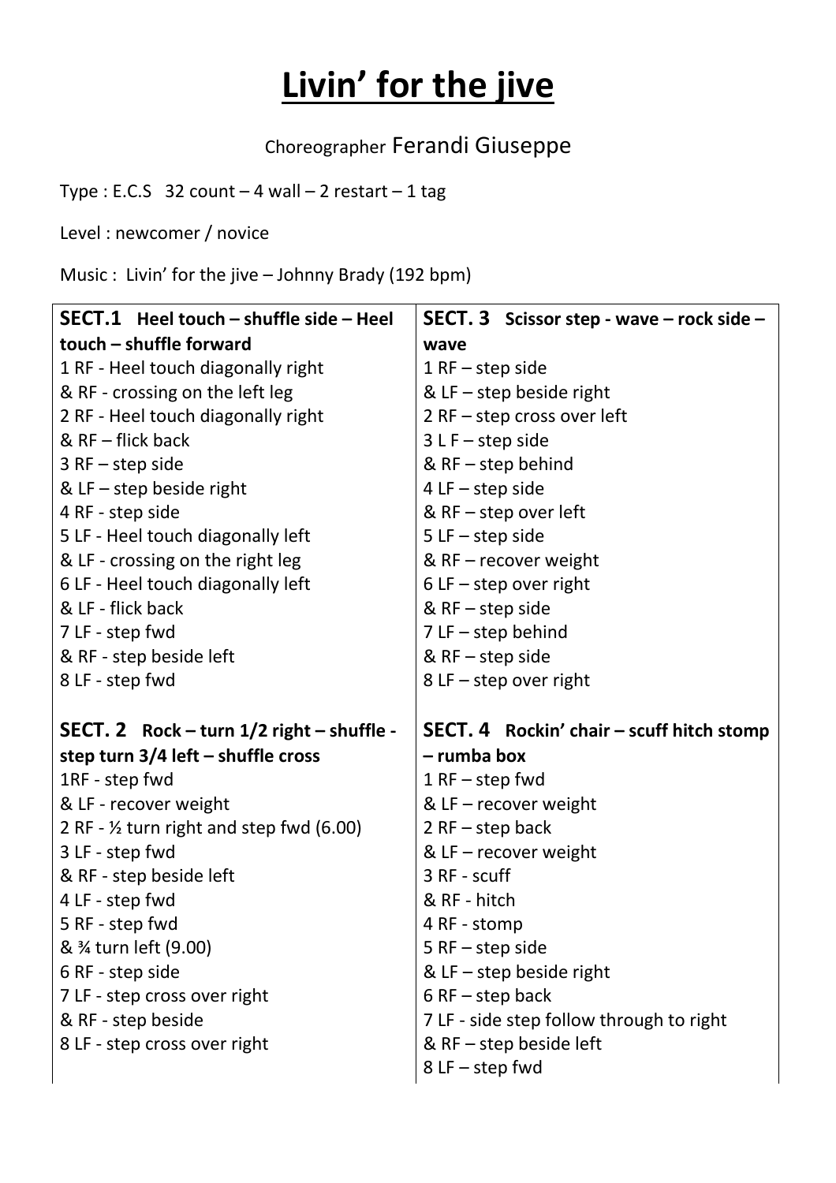# **Livin' for the jive**

Choreographer Ferandi Giuseppe

Type : E.C.S 32 count – 4 wall – 2 restart – 1 tag

Level : newcomer / novice

Music : Livin' for the jive – Johnny Brady (192 bpm)

**SECT.1 Heel touch – shuffle side – Heel touch – shuffle forward**

1 RF - Heel touch diagonally right
& RF - crossing on the left leg
2 RF - Heel touch diagonally right
& RF – flick back
3 RF – step side
& LF – step beside right
4 RF - step side
5 LF - Heel touch diagonally left
& LF - crossing on the right leg
6 LF - Heel touch diagonally left
& LF - flick back
7 LF - step fwd
& RF - step beside left
8 LF - step fwd

**SECT. 2 Rock – turn 1/2 right – shuffle - step turn 3/4 left – shuffle cross**

1RF - step fwd
& LF - recover weight
2 RF - ½ turn right and step fwd (6.00)
3 LF - step fwd
& RF - step beside left
4 LF - step fwd
5 RF - step fwd
& ¾ turn left (9.00)
6 RF - step side
7 LF - step cross over right
& RF - step beside
8 LF - step cross over right

**SECT. 3 Scissor step - wave – rock side – wave**

1 RF – step side
& LF – step beside right
2 RF – step cross over left
3 L F – step side
& RF – step behind
4 LF – step side
& RF – step over left
5 LF – step side
& RF – recover weight
6 LF – step over right
& RF – step side
7 LF – step behind
& RF – step side
8 LF – step over right

**SECT. 4 Rockin' chair – scuff hitch stomp – rumba box**

1 RF – step fwd
& LF – recover weight
2 RF – step back
& LF – recover weight
3 RF - scuff
& RF - hitch
4 RF - stomp
5 RF – step side
& LF – step beside right
6 RF – step back
7 LF - side step follow through to right
& RF – step beside left
8 LF – step fwd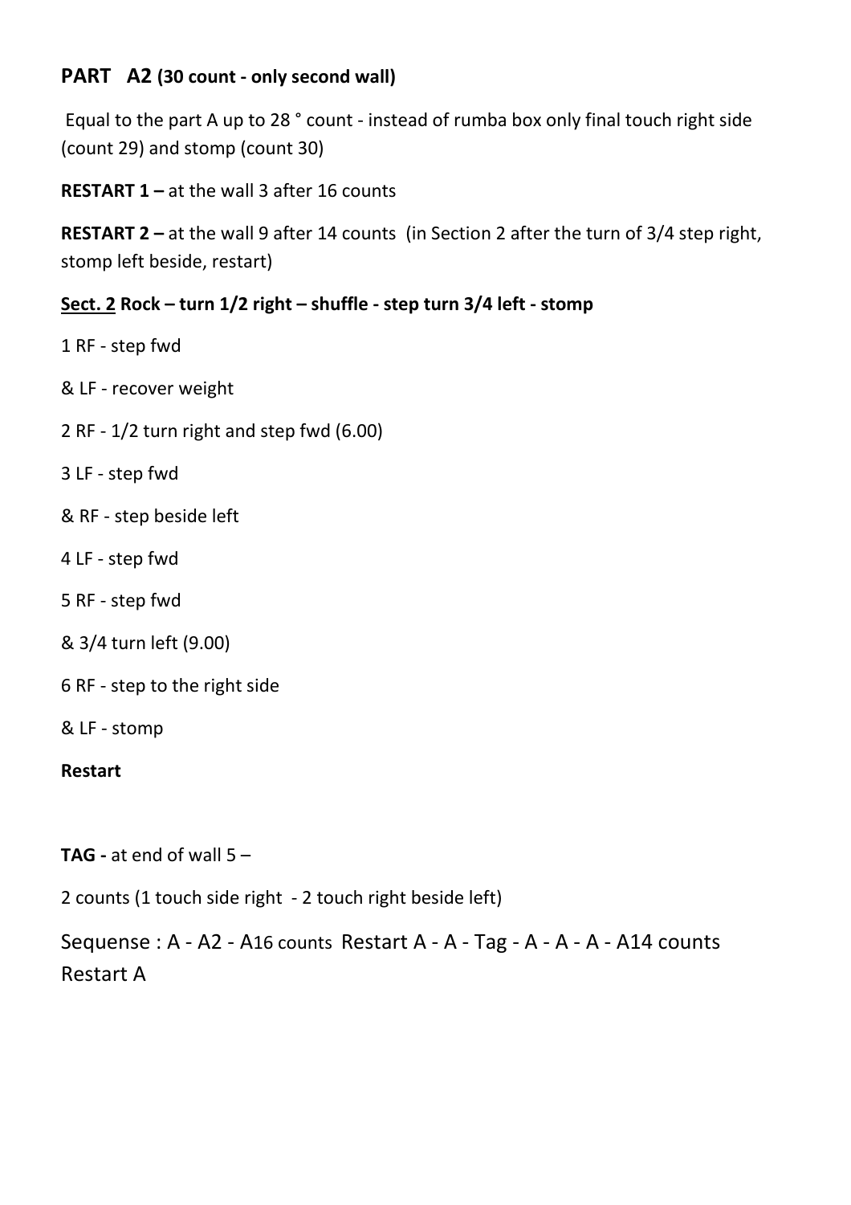**PART A2 (30 count - only second wall)**

Equal to the part A up to 28 ° count - instead of rumba box only final touch right side (count 29) and stomp (count 30)

**RESTART 1 –** at the wall 3 after 16 counts

**RESTART 2 –** at the wall 9 after 14 counts (in Section 2 after the turn of 3/4 step right, stomp left beside, restart)

**Sect. 2 Rock – turn 1/2 right – shuffle - step turn 3/4 left - stomp**

1 RF - step fwd

& LF - recover weight

2 RF - 1/2 turn right and step fwd (6.00)

3 LF - step fwd

& RF - step beside left

4 LF - step fwd

5 RF - step fwd

& 3/4 turn left (9.00)

6 RF - step to the right side

& LF - stomp

**Restart**

**TAG -** at end of wall 5 –

2 counts (1 touch side right - 2 touch right beside left)

Sequense : A - A2 - A16 counts Restart A - A - Tag - A - A - A - A14 counts Restart A